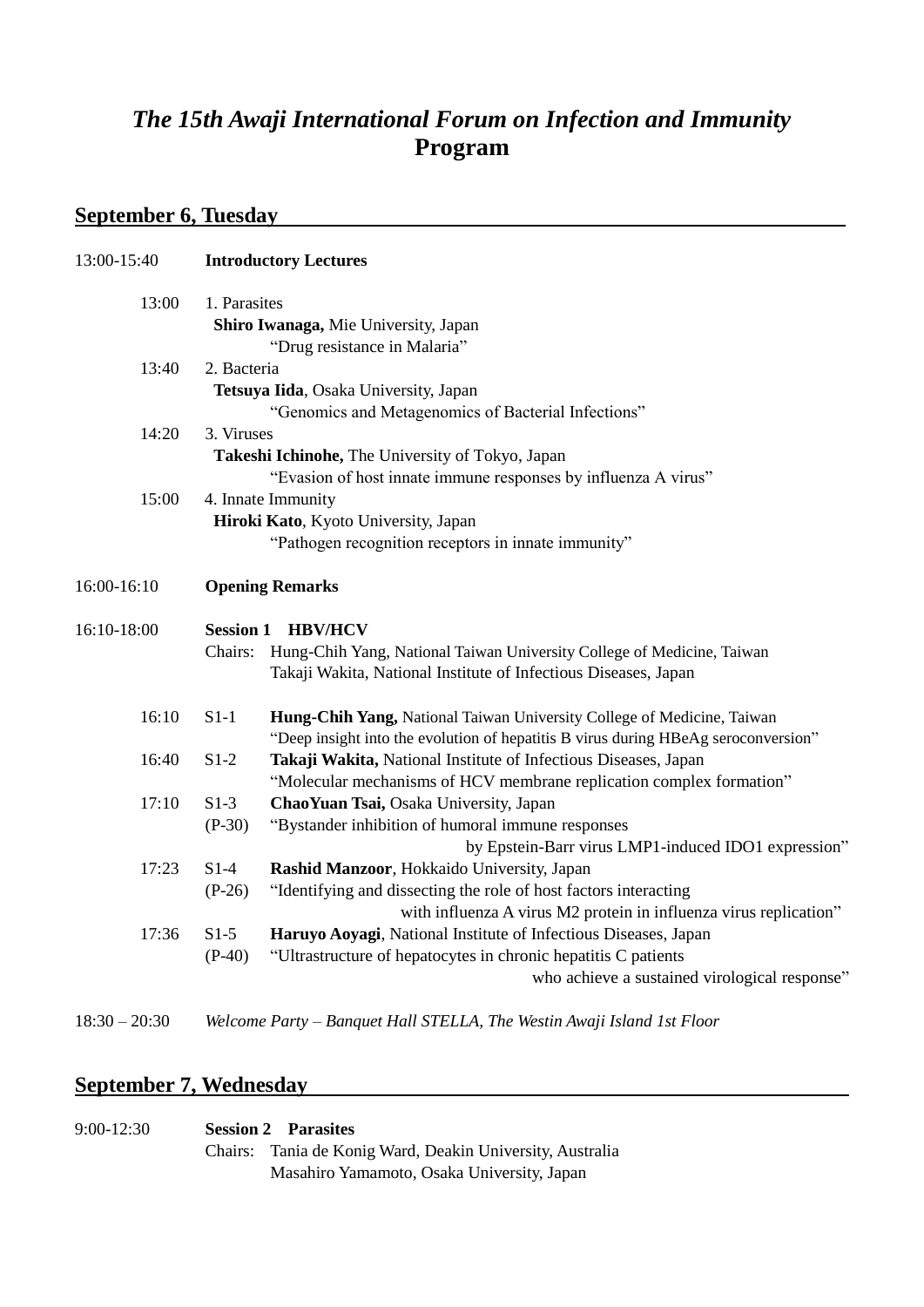# *The 15th Awaji International Forum on Infection and Immunity*
# Program

## September 6, Tuesday

13:00-15:40 **Introductory Lectures**

13:00 1. Parasites
**Shiro Iwanaga,** Mie University, Japan
"Drug resistance in Malaria"

13:40 2. Bacteria
**Tetsuya Iida**, Osaka University, Japan
"Genomics and Metagenomics of Bacterial Infections"

14:20 3. Viruses
**Takeshi Ichinohe,** The University of Tokyo, Japan
"Evasion of host innate immune responses by influenza A virus"

15:00 4. Innate Immunity
**Hiroki Kato**, Kyoto University, Japan
"Pathogen recognition receptors in innate immunity"

16:00-16:10 **Opening Remarks**

16:10-18:00 **Session 1 HBV/HCV**
Chairs: Hung-Chih Yang, National Taiwan University College of Medicine, Taiwan
Takaji Wakita, National Institute of Infectious Diseases, Japan

16:10 S1-1 **Hung-Chih Yang,** National Taiwan University College of Medicine, Taiwan
"Deep insight into the evolution of hepatitis B virus during HBeAg seroconversion"

16:40 S1-2 **Takaji Wakita,** National Institute of Infectious Diseases, Japan
"Molecular mechanisms of HCV membrane replication complex formation"

17:10 S1-3 (P-30) **ChaoYuan Tsai,** Osaka University, Japan
"Bystander inhibition of humoral immune responses by Epstein-Barr virus LMP1-induced IDO1 expression"

17:23 S1-4 (P-26) **Rashid Manzoor**, Hokkaido University, Japan
"Identifying and dissecting the role of host factors interacting with influenza A virus M2 protein in influenza virus replication"

17:36 S1-5 (P-40) **Haruyo Aoyagi**, National Institute of Infectious Diseases, Japan
"Ultrastructure of hepatocytes in chronic hepatitis C patients who achieve a sustained virological response"

18:30 – 20:30 *Welcome Party – Banquet Hall STELLA, The Westin Awaji Island 1st Floor*

## September 7, Wednesday

9:00-12:30 **Session 2 Parasites**
Chairs: Tania de Konig Ward, Deakin University, Australia
Masahiro Yamamoto, Osaka University, Japan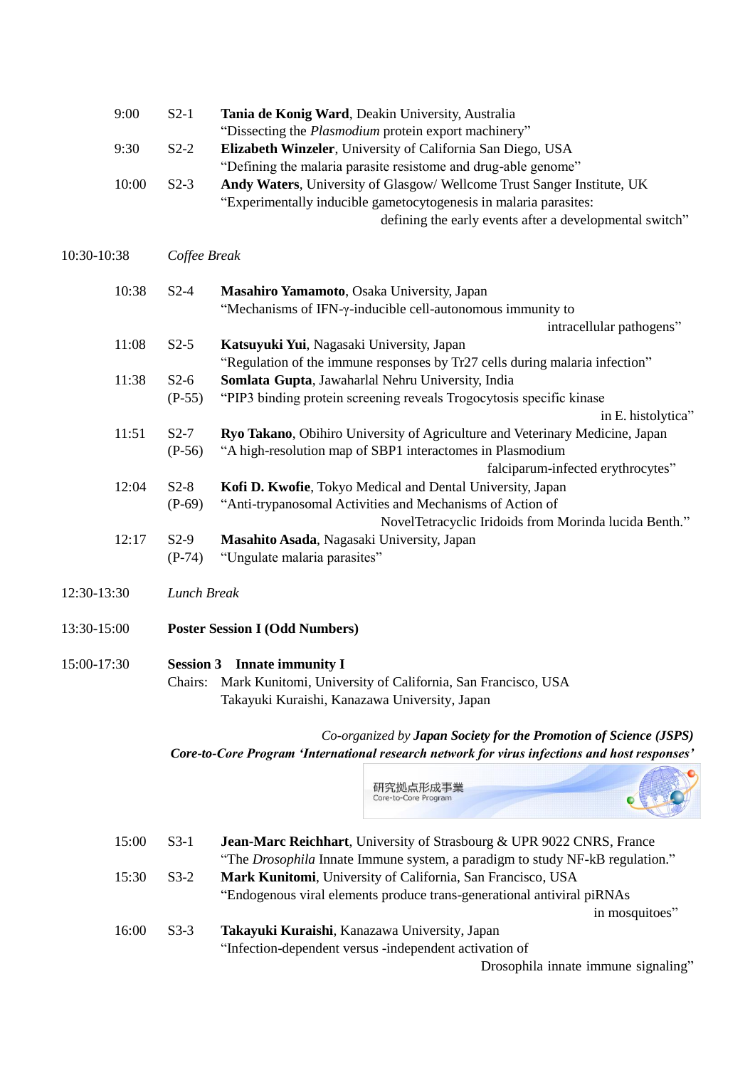9:00 S2-1 **Tania de Konig Ward**, Deakin University, Australia
"Dissecting the *Plasmodium* protein export machinery"

9:30 S2-2 **Elizabeth Winzeler**, University of California San Diego, USA
"Defining the malaria parasite resistome and drug-able genome"

10:00 S2-3 **Andy Waters**, University of Glasgow/ Wellcome Trust Sanger Institute, UK
"Experimentally inducible gametocytogenesis in malaria parasites: defining the early events after a developmental switch"

10:30-10:38 *Coffee Break*

10:38 S2-4 **Masahiro Yamamoto**, Osaka University, Japan
"Mechanisms of IFN-γ-inducible cell-autonomous immunity to intracellular pathogens"

11:08 S2-5 **Katsuyuki Yui**, Nagasaki University, Japan
"Regulation of the immune responses by Tr27 cells during malaria infection"

11:38 S2-6 (P-55) **Somlata Gupta**, Jawaharlal Nehru University, India
"PIP3 binding protein screening reveals Trogocytosis specific kinase in E. histolytica"

11:51 S2-7 (P-56) **Ryo Takano**, Obihiro University of Agriculture and Veterinary Medicine, Japan
"A high-resolution map of SBP1 interactomes in Plasmodium falciparum-infected erythrocytes"

12:04 S2-8 (P-69) **Kofi D. Kwofie**, Tokyo Medical and Dental University, Japan
"Anti-trypanosomal Activities and Mechanisms of Action of NovelTetracyclic Iridoids from Morinda lucida Benth."

12:17 S2-9 (P-74) **Masahito Asada**, Nagasaki University, Japan
"Ungulate malaria parasites"

12:30-13:30 *Lunch Break*

13:30-15:00 **Poster Session I (Odd Numbers)**

15:00-17:30 **Session 3 Innate immunity I**
Chairs: Mark Kunitomi, University of California, San Francisco, USA
Takayuki Kuraishi, Kanazawa University, Japan

*Co-organized by* ***Japan Society for the Promotion of Science (JSPS)***
***Core-to-Core Program 'International research network for virus infections and host responses'***

研究拠点形成事業
Core-to-Core Program

15:00 S3-1 **Jean-Marc Reichhart**, University of Strasbourg & UPR 9022 CNRS, France
"The *Drosophila* Innate Immune system, a paradigm to study NF-kB regulation."

15:30 S3-2 **Mark Kunitomi**, University of California, San Francisco, USA
"Endogenous viral elements produce trans-generational antiviral piRNAs in mosquitoes"

16:00 S3-3 **Takayuki Kuraishi**, Kanazawa University, Japan
"Infection-dependent versus -independent activation of Drosophila innate immune signaling"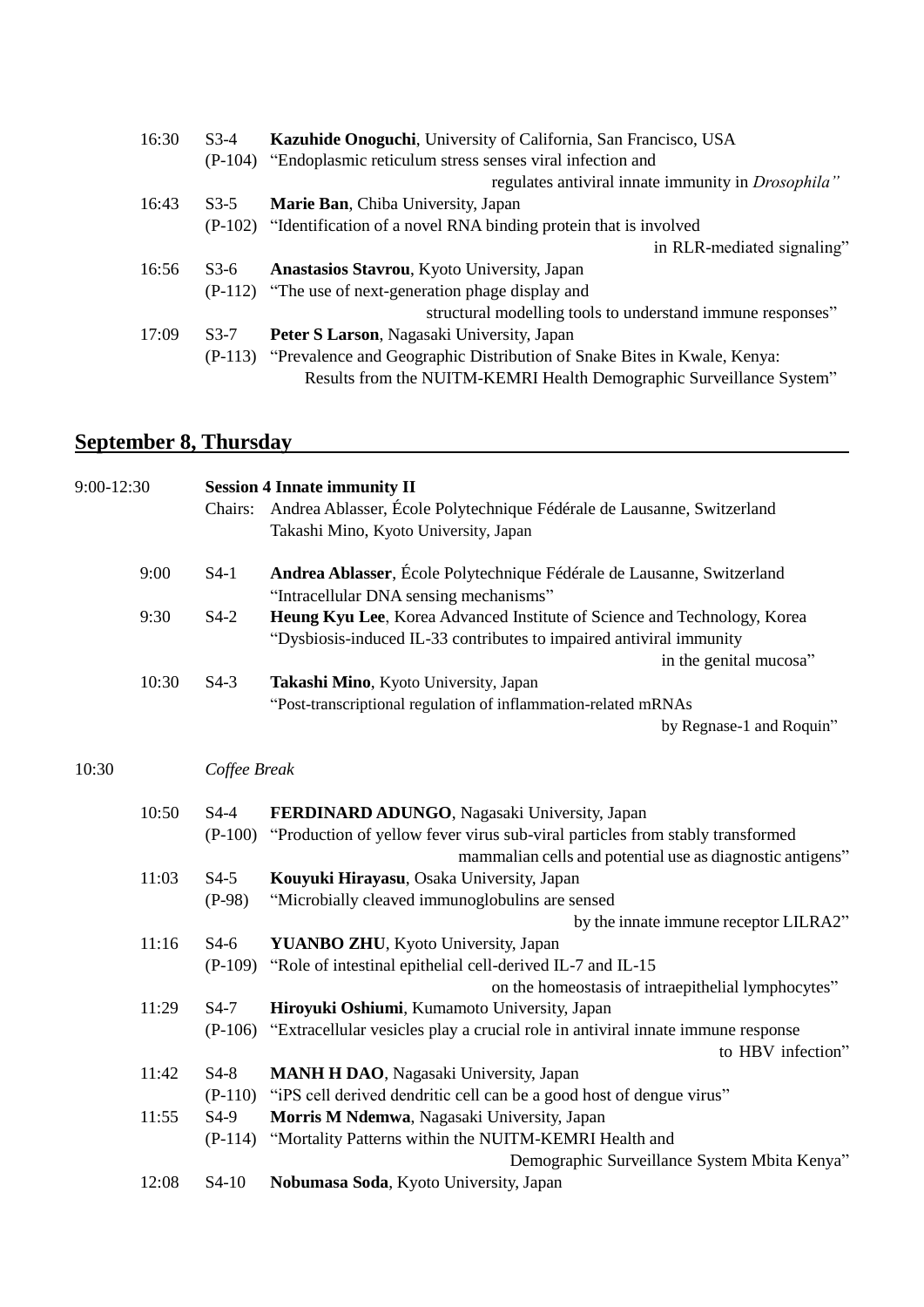16:30 S3-4 (P-104) **Kazuhide Onoguchi**, University of California, San Francisco, USA
"Endoplasmic reticulum stress senses viral infection and regulates antiviral innate immunity in *Drosophila"*

16:43 S3-5 (P-102) **Marie Ban**, Chiba University, Japan
"Identification of a novel RNA binding protein that is involved in RLR-mediated signaling"

16:56 S3-6 (P-112) **Anastasios Stavrou**, Kyoto University, Japan
"The use of next-generation phage display and structural modelling tools to understand immune responses"

17:09 S3-7 (P-113) **Peter S Larson**, Nagasaki University, Japan
"Prevalence and Geographic Distribution of Snake Bites in Kwale, Kenya: Results from the NUITM-KEMRI Health Demographic Surveillance System"

## September 8, Thursday

9:00-12:30 **Session 4 Innate immunity II**
Chairs: Andrea Ablasser, École Polytechnique Fédérale de Lausanne, Switzerland
Takashi Mino, Kyoto University, Japan

9:00 S4-1 **Andrea Ablasser**, École Polytechnique Fédérale de Lausanne, Switzerland
"Intracellular DNA sensing mechanisms"

9:30 S4-2 **Heung Kyu Lee**, Korea Advanced Institute of Science and Technology, Korea
"Dysbiosis-induced IL-33 contributes to impaired antiviral immunity in the genital mucosa"

10:30 S4-3 **Takashi Mino**, Kyoto University, Japan
"Post-transcriptional regulation of inflammation-related mRNAs by Regnase-1 and Roquin"

10:30 *Coffee Break*

10:50 S4-4 (P-100) **FERDINARD ADUNGO**, Nagasaki University, Japan
"Production of yellow fever virus sub-viral particles from stably transformed mammalian cells and potential use as diagnostic antigens"

11:03 S4-5 (P-98) **Kouyuki Hirayasu**, Osaka University, Japan
"Microbially cleaved immunoglobulins are sensed by the innate immune receptor LILRA2"

11:16 S4-6 (P-109) **YUANBO ZHU**, Kyoto University, Japan
"Role of intestinal epithelial cell-derived IL-7 and IL-15 on the homeostasis of intraepithelial lymphocytes"

11:29 S4-7 (P-106) **Hiroyuki Oshiumi**, Kumamoto University, Japan
"Extracellular vesicles play a crucial role in antiviral innate immune response to HBV infection"

11:42 S4-8 (P-110) **MANH H DAO**, Nagasaki University, Japan
"iPS cell derived dendritic cell can be a good host of dengue virus"

11:55 S4-9 (P-114) **Morris M Ndemwa**, Nagasaki University, Japan
"Mortality Patterns within the NUITM-KEMRI Health and Demographic Surveillance System Mbita Kenya"

12:08 S4-10 **Nobumasa Soda**, Kyoto University, Japan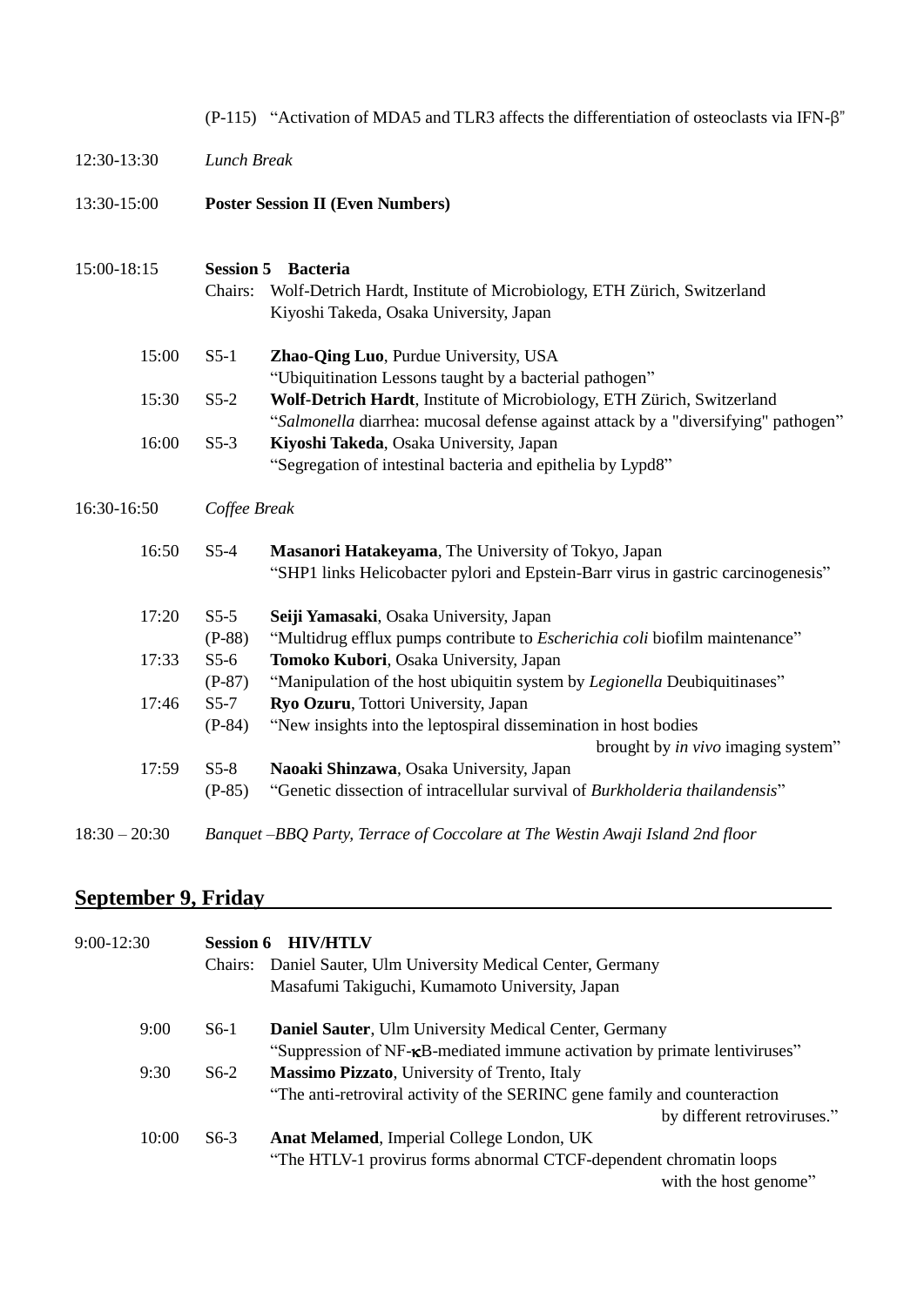(P-115) "Activation of MDA5 and TLR3 affects the differentiation of osteoclasts via IFN-β"

12:30-13:30 *Lunch Break*

13:30-15:00 **Poster Session II (Even Numbers)**

15:00-18:15 **Session 5 Bacteria**
Chairs: Wolf-Detrich Hardt, Institute of Microbiology, ETH Zürich, Switzerland
Kiyoshi Takeda, Osaka University, Japan

15:00 S5-1 **Zhao-Qing Luo**, Purdue University, USA
"Ubiquitination Lessons taught by a bacterial pathogen"

15:30 S5-2 **Wolf-Detrich Hardt**, Institute of Microbiology, ETH Zürich, Switzerland
"*Salmonella* diarrhea: mucosal defense against attack by a "diversifying" pathogen"

16:00 S5-3 **Kiyoshi Takeda**, Osaka University, Japan
"Segregation of intestinal bacteria and epithelia by Lypd8"

16:30-16:50 *Coffee Break*

16:50 S5-4 **Masanori Hatakeyama**, The University of Tokyo, Japan
"SHP1 links Helicobacter pylori and Epstein-Barr virus in gastric carcinogenesis"

17:20 S5-5 (P-88) **Seiji Yamasaki**, Osaka University, Japan
"Multidrug efflux pumps contribute to *Escherichia coli* biofilm maintenance"

17:33 S5-6 (P-87) **Tomoko Kubori**, Osaka University, Japan
"Manipulation of the host ubiquitin system by *Legionella* Deubiquitinases"

17:46 S5-7 (P-84) **Ryo Ozuru**, Tottori University, Japan
"New insights into the leptospiral dissemination in host bodies brought by *in vivo* imaging system"

17:59 S5-8 (P-85) **Naoaki Shinzawa**, Osaka University, Japan
"Genetic dissection of intracellular survival of *Burkholderia thailandensis*"

18:30 – 20:30 *Banquet –BBQ Party, Terrace of Coccolare at The Westin Awaji Island 2nd floor*

## September 9, Friday

9:00-12:30 **Session 6 HIV/HTLV**
Chairs: Daniel Sauter, Ulm University Medical Center, Germany
Masafumi Takiguchi, Kumamoto University, Japan

9:00 S6-1 **Daniel Sauter**, Ulm University Medical Center, Germany
"Suppression of NF-κB-mediated immune activation by primate lentiviruses"

9:30 S6-2 **Massimo Pizzato**, University of Trento, Italy
"The anti-retroviral activity of the SERINC gene family and counteraction by different retroviruses."

10:00 S6-3 **Anat Melamed**, Imperial College London, UK
"The HTLV-1 provirus forms abnormal CTCF-dependent chromatin loops with the host genome"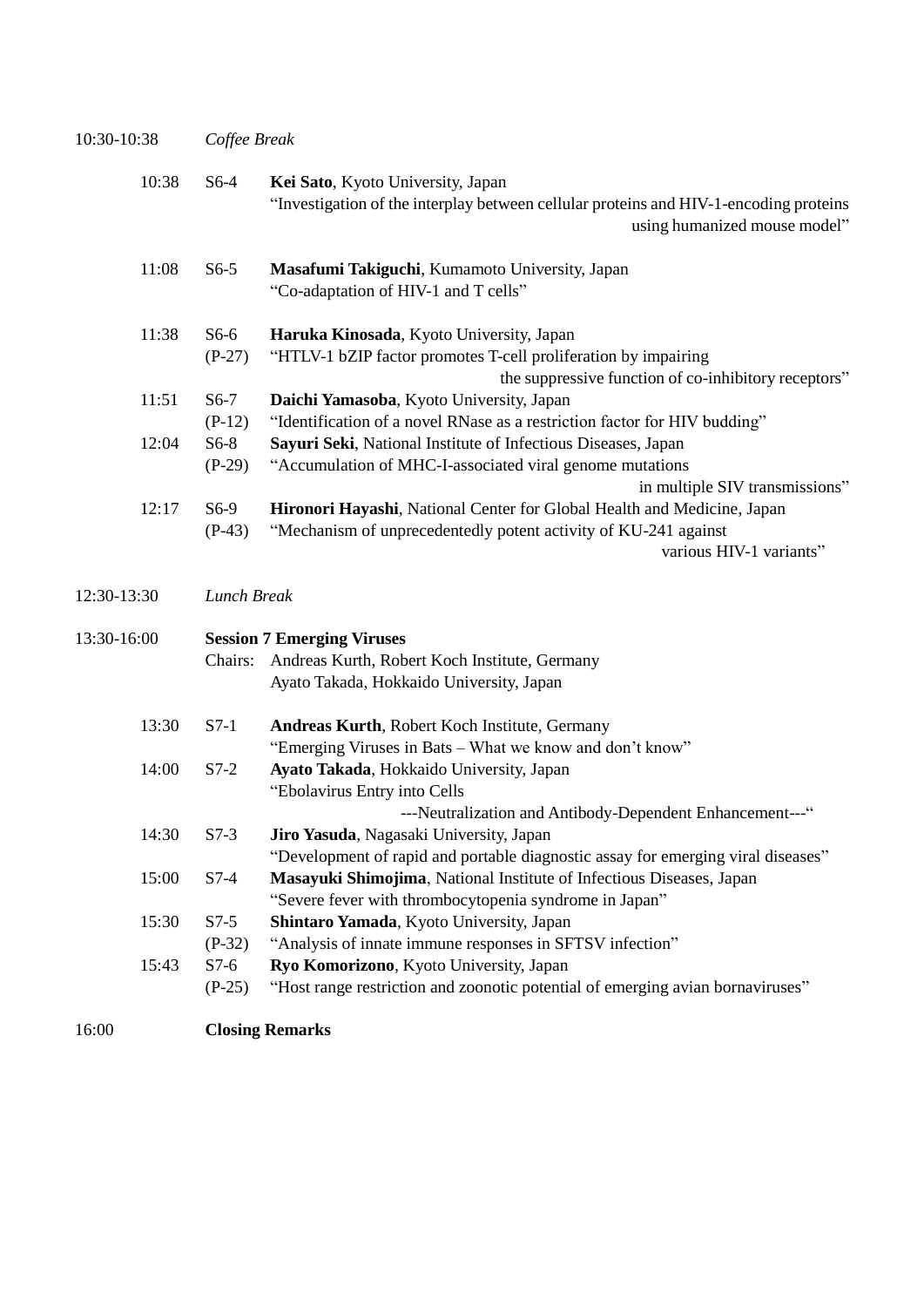10:30-10:38 *Coffee Break*

10:38 S6-4 **Kei Sato**, Kyoto University, Japan
"Investigation of the interplay between cellular proteins and HIV-1-encoding proteins using humanized mouse model"

11:08 S6-5 **Masafumi Takiguchi**, Kumamoto University, Japan
"Co-adaptation of HIV-1 and T cells"

11:38 S6-6 (P-27) **Haruka Kinosada**, Kyoto University, Japan
"HTLV-1 bZIP factor promotes T-cell proliferation by impairing the suppressive function of co-inhibitory receptors"

11:51 S6-7 (P-12) **Daichi Yamasoba**, Kyoto University, Japan
"Identification of a novel RNase as a restriction factor for HIV budding"

12:04 S6-8 (P-29) **Sayuri Seki**, National Institute of Infectious Diseases, Japan
"Accumulation of MHC-I-associated viral genome mutations in multiple SIV transmissions"

12:17 S6-9 (P-43) **Hironori Hayashi**, National Center for Global Health and Medicine, Japan
"Mechanism of unprecedentedly potent activity of KU-241 against various HIV-1 variants"

12:30-13:30 *Lunch Break*

13:30-16:00 **Session 7 Emerging Viruses**

Chairs: Andreas Kurth, Robert Koch Institute, Germany
Ayato Takada, Hokkaido University, Japan

13:30 S7-1 **Andreas Kurth**, Robert Koch Institute, Germany
"Emerging Viruses in Bats – What we know and don't know"

14:00 S7-2 **Ayato Takada**, Hokkaido University, Japan
"Ebolavirus Entry into Cells ---Neutralization and Antibody-Dependent Enhancement---"

14:30 S7-3 **Jiro Yasuda**, Nagasaki University, Japan
"Development of rapid and portable diagnostic assay for emerging viral diseases"

15:00 S7-4 **Masayuki Shimojima**, National Institute of Infectious Diseases, Japan
"Severe fever with thrombocytopenia syndrome in Japan"

15:30 S7-5 (P-32) **Shintaro Yamada**, Kyoto University, Japan
"Analysis of innate immune responses in SFTSV infection"

15:43 S7-6 (P-25) **Ryo Komorizono**, Kyoto University, Japan
"Host range restriction and zoonotic potential of emerging avian bornaviruses"

16:00 **Closing Remarks**